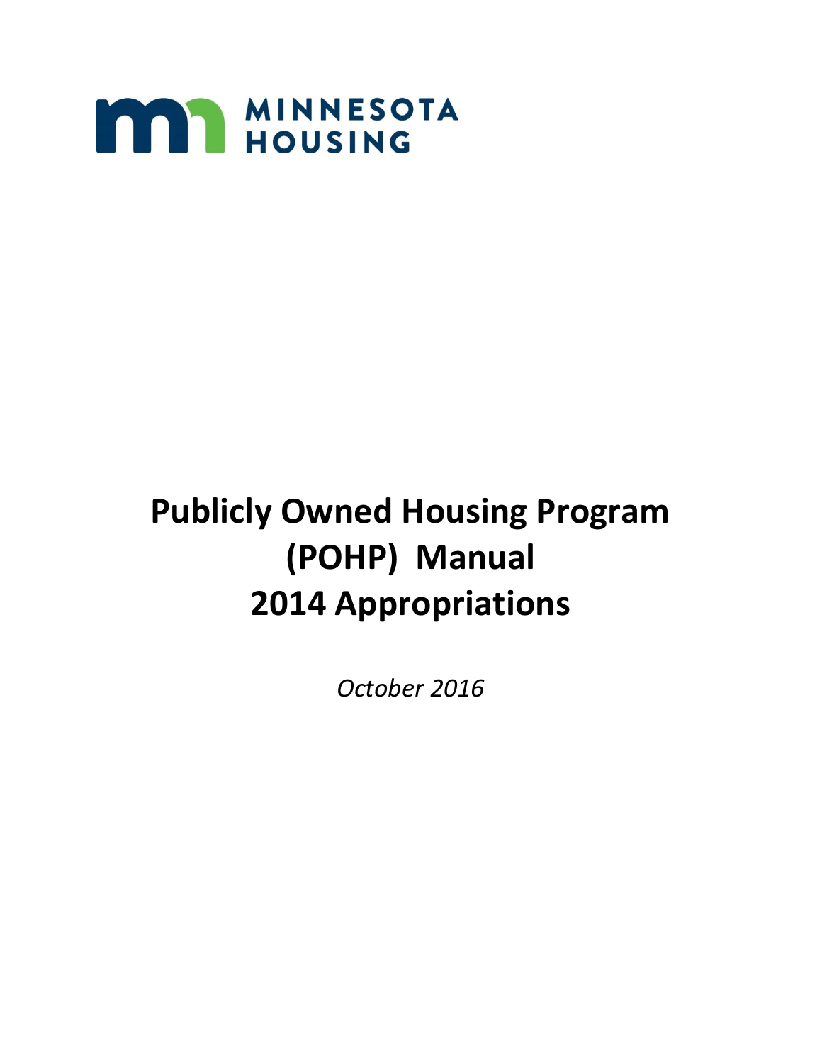MINNESOTA HOUSING

# Publicly Owned Housing Program (POHP) Manual 2014 Appropriations

*October 2016*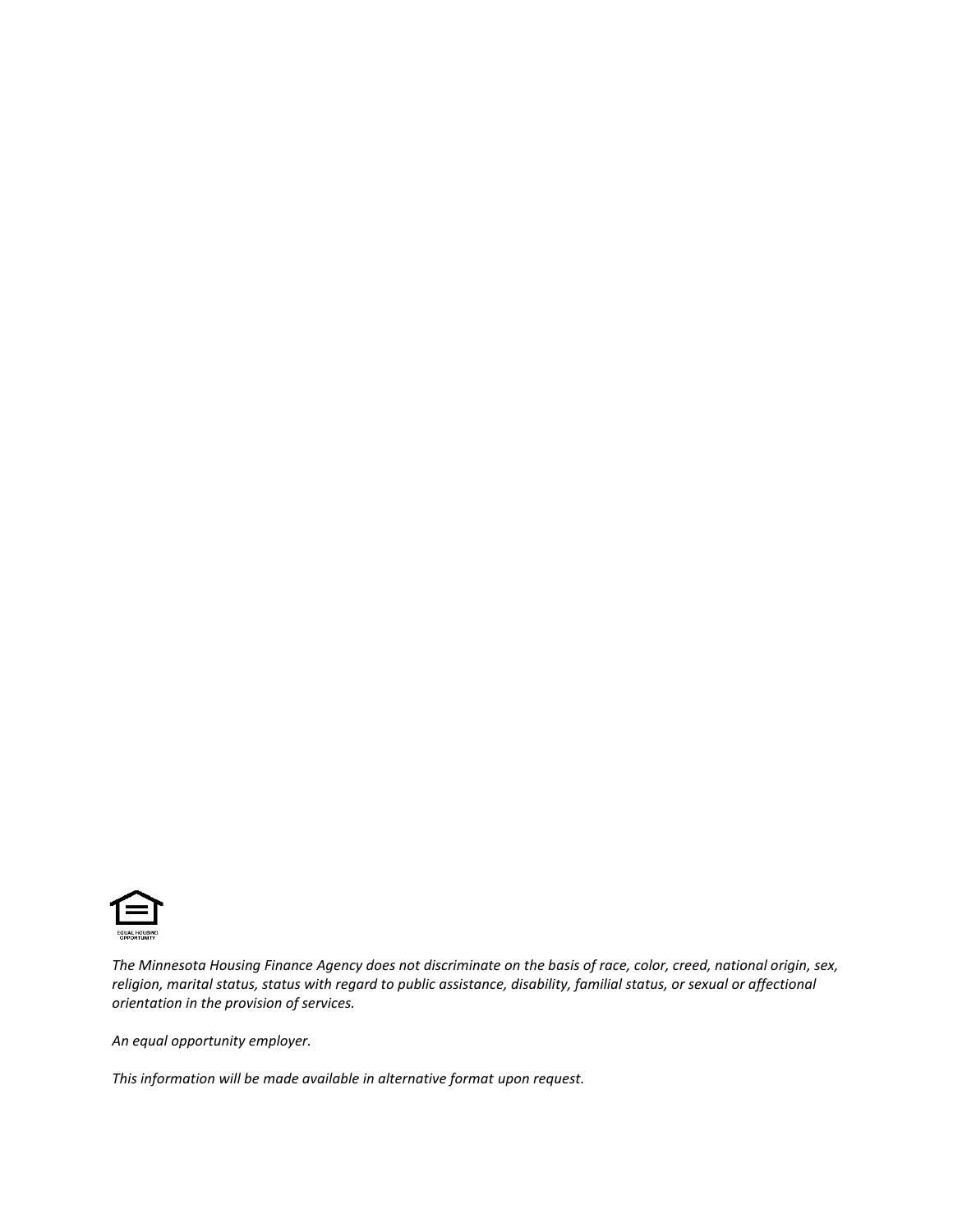*The Minnesota Housing Finance Agency does not discriminate on the basis of race, color, creed, national origin, sex, religion, marital status, status with regard to public assistance, disability, familial status, or sexual or affectional orientation in the provision of services.*

*An equal opportunity employer.*

*This information will be made available in alternative format upon request.*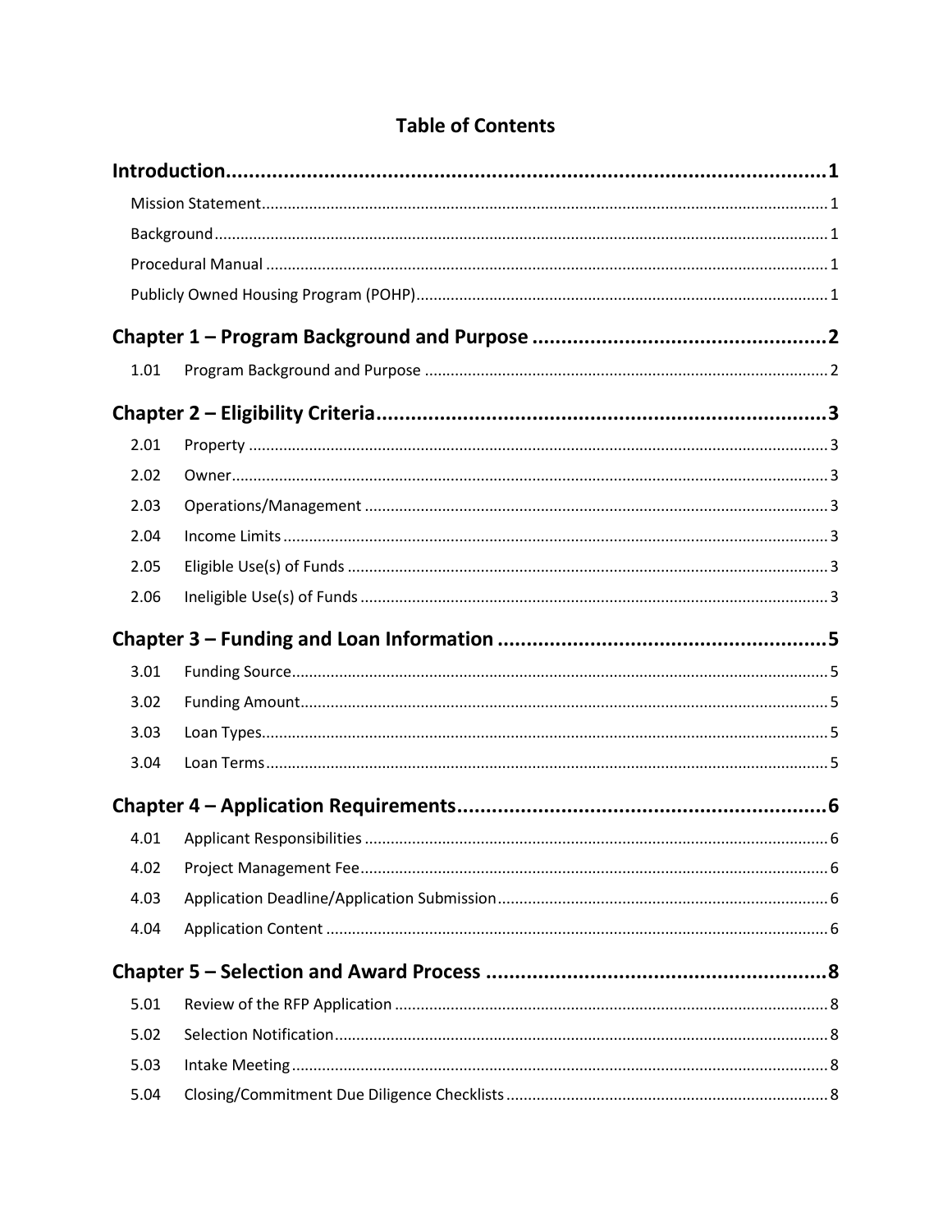# Table of Contents

| | | |
|---|---|---|
| **Introduction** | | **1** |
| Mission Statement | | 1 |
| Background | | 1 |
| Procedural Manual | | 1 |
| Publicly Owned Housing Program (POHP) | | 1 |
| **Chapter 1 – Program Background and Purpose** | | **2** |
| 1.01 | Program Background and Purpose | 2 |
| **Chapter 2 – Eligibility Criteria** | | **3** |
| 2.01 | Property | 3 |
| 2.02 | Owner | 3 |
| 2.03 | Operations/Management | 3 |
| 2.04 | Income Limits | 3 |
| 2.05 | Eligible Use(s) of Funds | 3 |
| 2.06 | Ineligible Use(s) of Funds | 3 |
| **Chapter 3 – Funding and Loan Information** | | **5** |
| 3.01 | Funding Source | 5 |
| 3.02 | Funding Amount | 5 |
| 3.03 | Loan Types | 5 |
| 3.04 | Loan Terms | 5 |
| **Chapter 4 – Application Requirements** | | **6** |
| 4.01 | Applicant Responsibilities | 6 |
| 4.02 | Project Management Fee | 6 |
| 4.03 | Application Deadline/Application Submission | 6 |
| 4.04 | Application Content | 6 |
| **Chapter 5 – Selection and Award Process** | | **8** |
| 5.01 | Review of the RFP Application | 8 |
| 5.02 | Selection Notification | 8 |
| 5.03 | Intake Meeting | 8 |
| 5.04 | Closing/Commitment Due Diligence Checklists | 8 |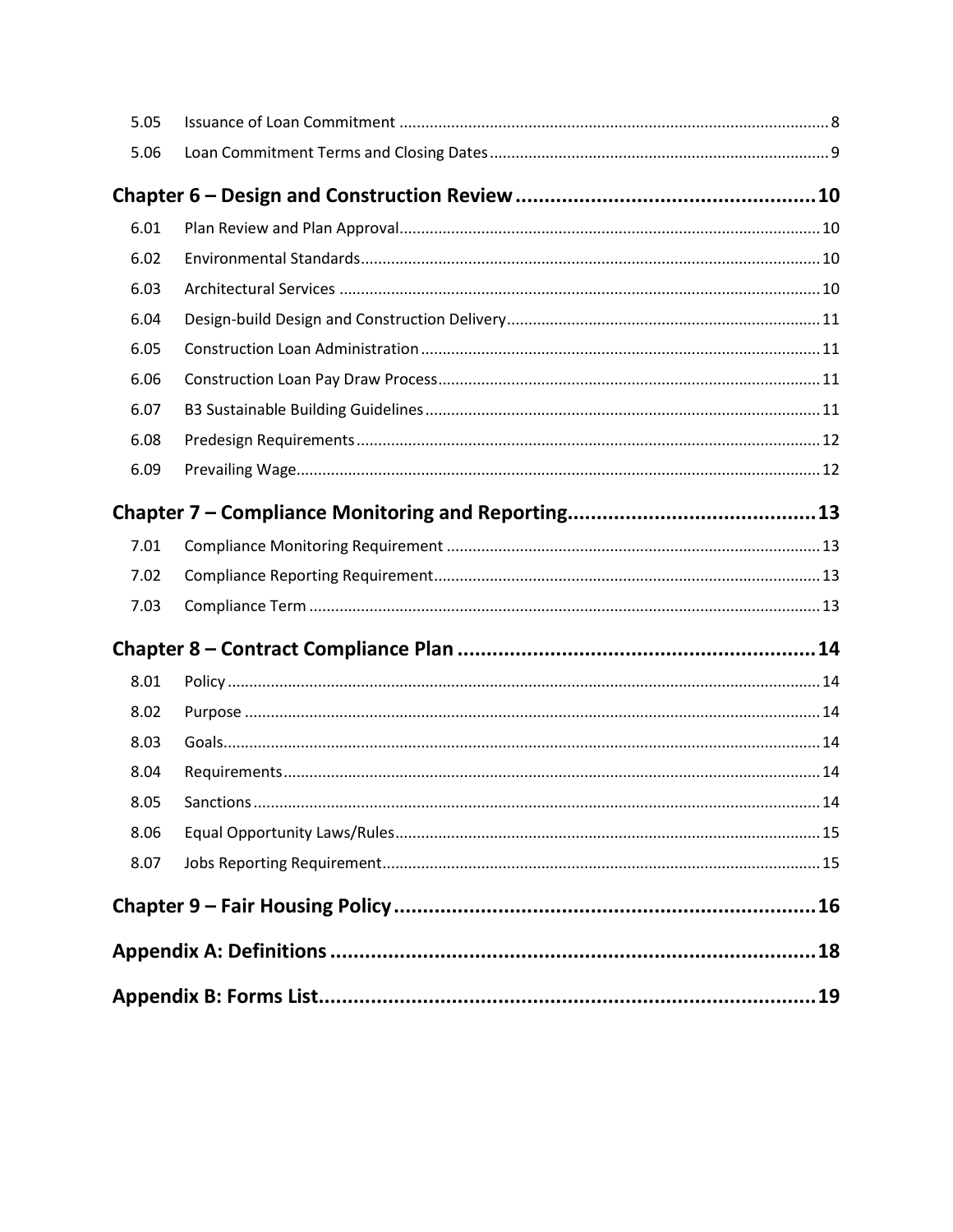| | | |
|---|---|---|
| 5.05 | Issuance of Loan Commitment | 8 |
| 5.06 | Loan Commitment Terms and Closing Dates | 9 |

**Chapter 6 – Design and Construction Review ..... 10**

| | | |
|---|---|---|
| 6.01 | Plan Review and Plan Approval | 10 |
| 6.02 | Environmental Standards | 10 |
| 6.03 | Architectural Services | 10 |
| 6.04 | Design-build Design and Construction Delivery | 11 |
| 6.05 | Construction Loan Administration | 11 |
| 6.06 | Construction Loan Pay Draw Process | 11 |
| 6.07 | B3 Sustainable Building Guidelines | 11 |
| 6.08 | Predesign Requirements | 12 |
| 6.09 | Prevailing Wage | 12 |

**Chapter 7 – Compliance Monitoring and Reporting ..... 13**

| | | |
|---|---|---|
| 7.01 | Compliance Monitoring Requirement | 13 |
| 7.02 | Compliance Reporting Requirement | 13 |
| 7.03 | Compliance Term | 13 |

**Chapter 8 – Contract Compliance Plan ..... 14**

| | | |
|---|---|---|
| 8.01 | Policy | 14 |
| 8.02 | Purpose | 14 |
| 8.03 | Goals | 14 |
| 8.04 | Requirements | 14 |
| 8.05 | Sanctions | 14 |
| 8.06 | Equal Opportunity Laws/Rules | 15 |
| 8.07 | Jobs Reporting Requirement | 15 |

**Chapter 9 – Fair Housing Policy ..... 16**

**Appendix A: Definitions ..... 18**

**Appendix B: Forms List ..... 19**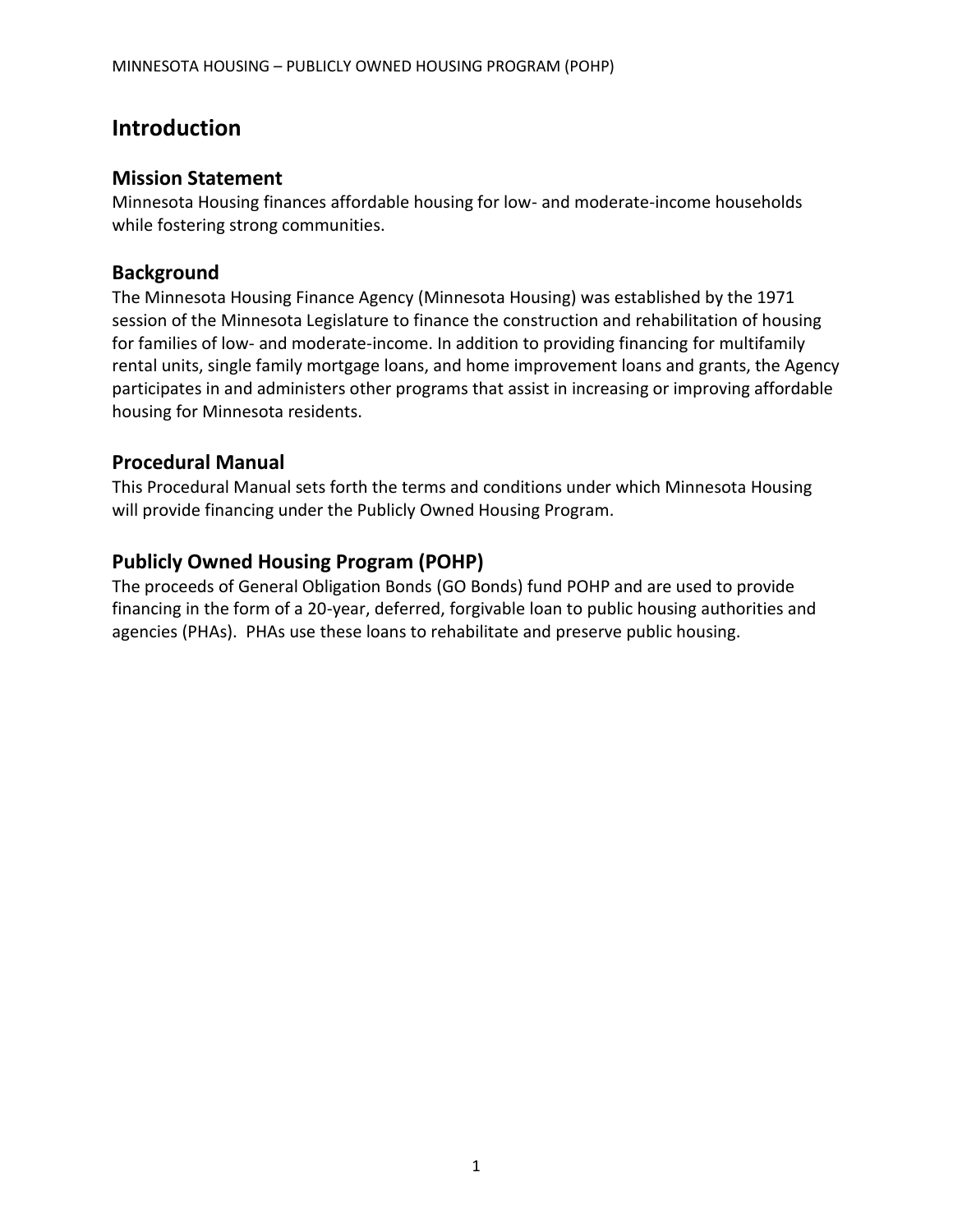# Introduction

## Mission Statement

Minnesota Housing finances affordable housing for low- and moderate-income households while fostering strong communities.

## Background

The Minnesota Housing Finance Agency (Minnesota Housing) was established by the 1971 session of the Minnesota Legislature to finance the construction and rehabilitation of housing for families of low- and moderate-income. In addition to providing financing for multifamily rental units, single family mortgage loans, and home improvement loans and grants, the Agency participates in and administers other programs that assist in increasing or improving affordable housing for Minnesota residents.

## Procedural Manual

This Procedural Manual sets forth the terms and conditions under which Minnesota Housing will provide financing under the Publicly Owned Housing Program.

## Publicly Owned Housing Program (POHP)

The proceeds of General Obligation Bonds (GO Bonds) fund POHP and are used to provide financing in the form of a 20-year, deferred, forgivable loan to public housing authorities and agencies (PHAs). PHAs use these loans to rehabilitate and preserve public housing.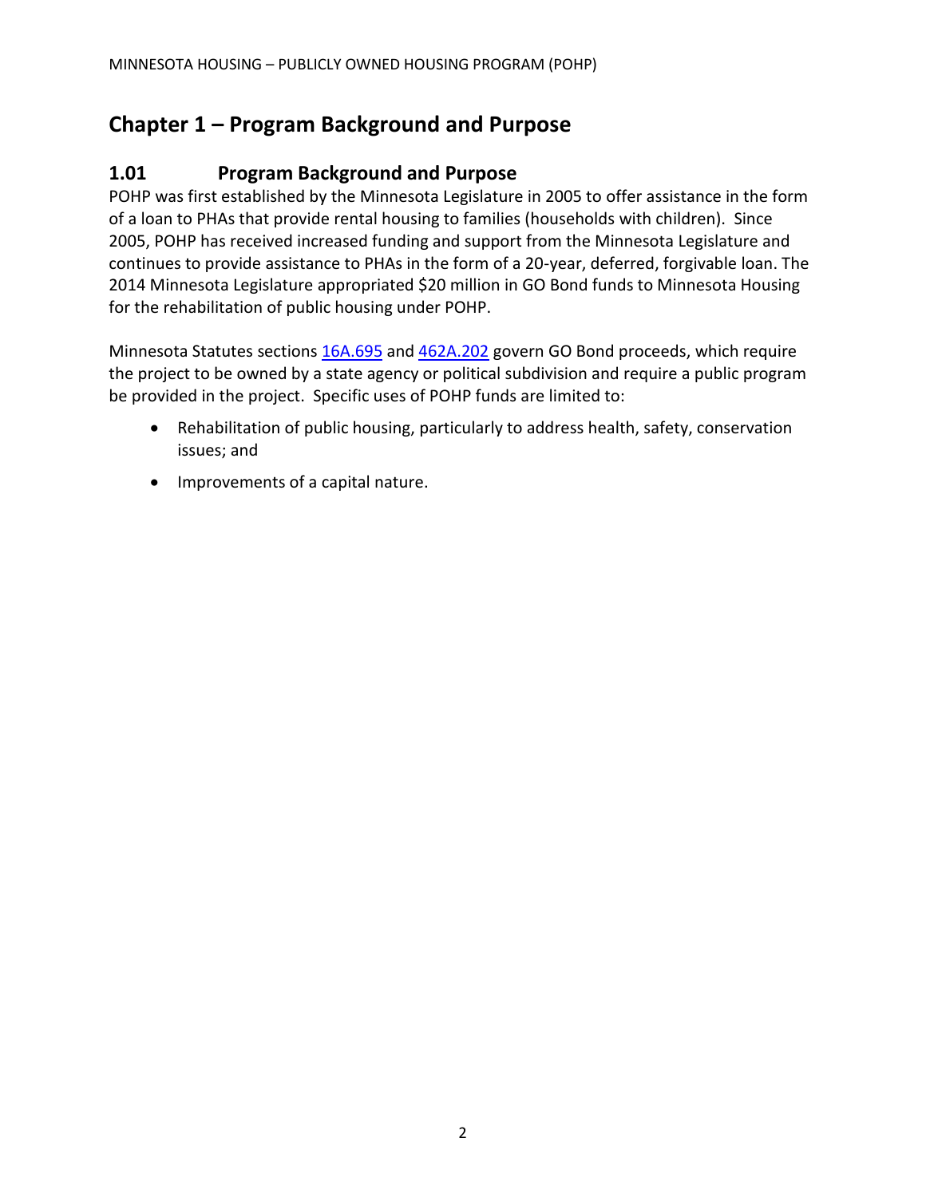# Chapter 1 – Program Background and Purpose

## 1.01 Program Background and Purpose

POHP was first established by the Minnesota Legislature in 2005 to offer assistance in the form of a loan to PHAs that provide rental housing to families (households with children). Since 2005, POHP has received increased funding and support from the Minnesota Legislature and continues to provide assistance to PHAs in the form of a 20-year, deferred, forgivable loan. The 2014 Minnesota Legislature appropriated $20 million in GO Bond funds to Minnesota Housing for the rehabilitation of public housing under POHP.

Minnesota Statutes sections 16A.695 and 462A.202 govern GO Bond proceeds, which require the project to be owned by a state agency or political subdivision and require a public program be provided in the project. Specific uses of POHP funds are limited to:

- Rehabilitation of public housing, particularly to address health, safety, conservation issues; and
- Improvements of a capital nature.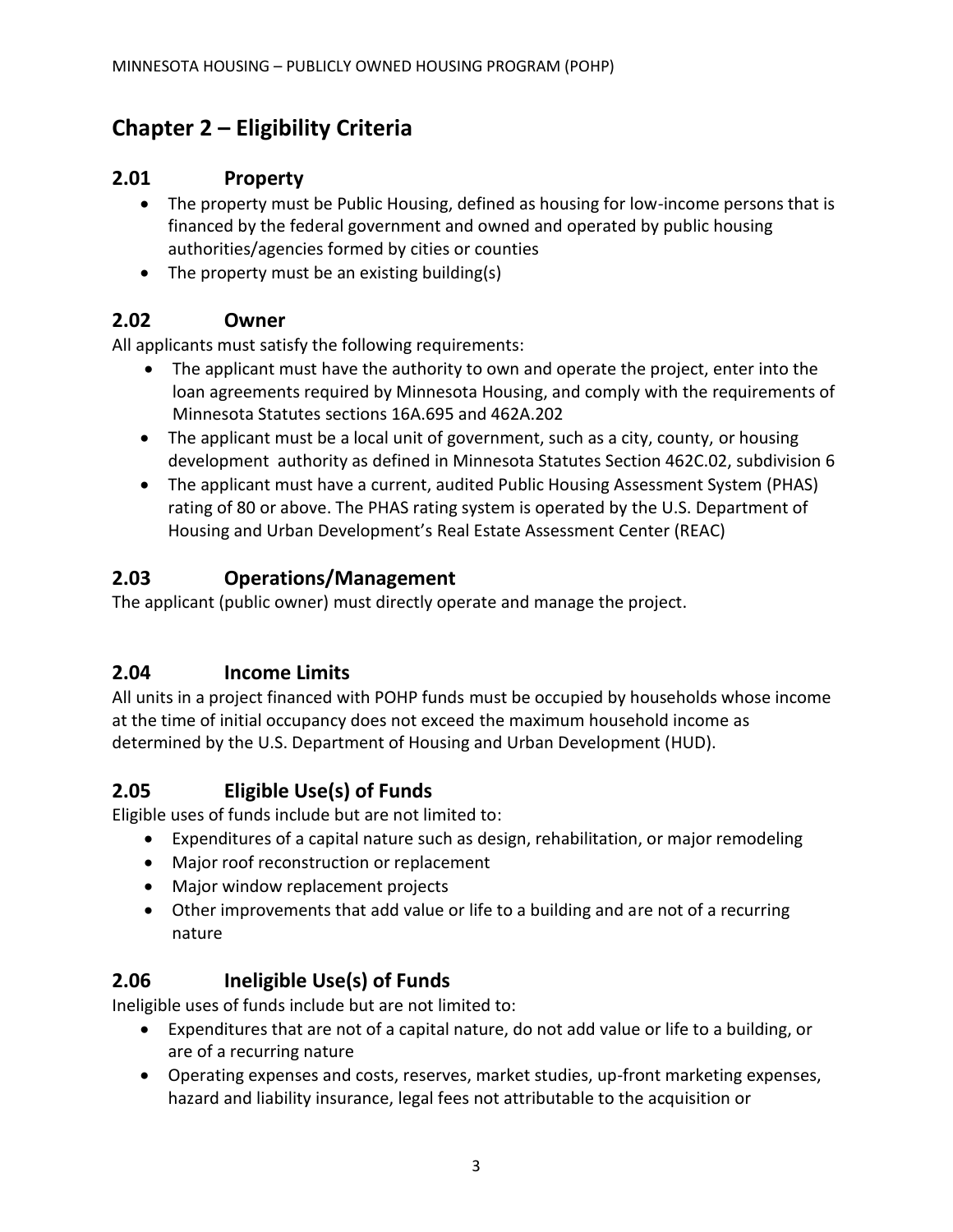# Chapter 2 – Eligibility Criteria

## 2.01 Property

- The property must be Public Housing, defined as housing for low-income persons that is financed by the federal government and owned and operated by public housing authorities/agencies formed by cities or counties
- The property must be an existing building(s)

## 2.02 Owner

All applicants must satisfy the following requirements:

- The applicant must have the authority to own and operate the project, enter into the loan agreements required by Minnesota Housing, and comply with the requirements of Minnesota Statutes sections 16A.695 and 462A.202
- The applicant must be a local unit of government, such as a city, county, or housing development authority as defined in Minnesota Statutes Section 462C.02, subdivision 6
- The applicant must have a current, audited Public Housing Assessment System (PHAS) rating of 80 or above. The PHAS rating system is operated by the U.S. Department of Housing and Urban Development's Real Estate Assessment Center (REAC)

## 2.03 Operations/Management

The applicant (public owner) must directly operate and manage the project.

## 2.04 Income Limits

All units in a project financed with POHP funds must be occupied by households whose income at the time of initial occupancy does not exceed the maximum household income as determined by the U.S. Department of Housing and Urban Development (HUD).

## 2.05 Eligible Use(s) of Funds

Eligible uses of funds include but are not limited to:

- Expenditures of a capital nature such as design, rehabilitation, or major remodeling
- Major roof reconstruction or replacement
- Major window replacement projects
- Other improvements that add value or life to a building and are not of a recurring nature

## 2.06 Ineligible Use(s) of Funds

Ineligible uses of funds include but are not limited to:

- Expenditures that are not of a capital nature, do not add value or life to a building, or are of a recurring nature
- Operating expenses and costs, reserves, market studies, up-front marketing expenses, hazard and liability insurance, legal fees not attributable to the acquisition or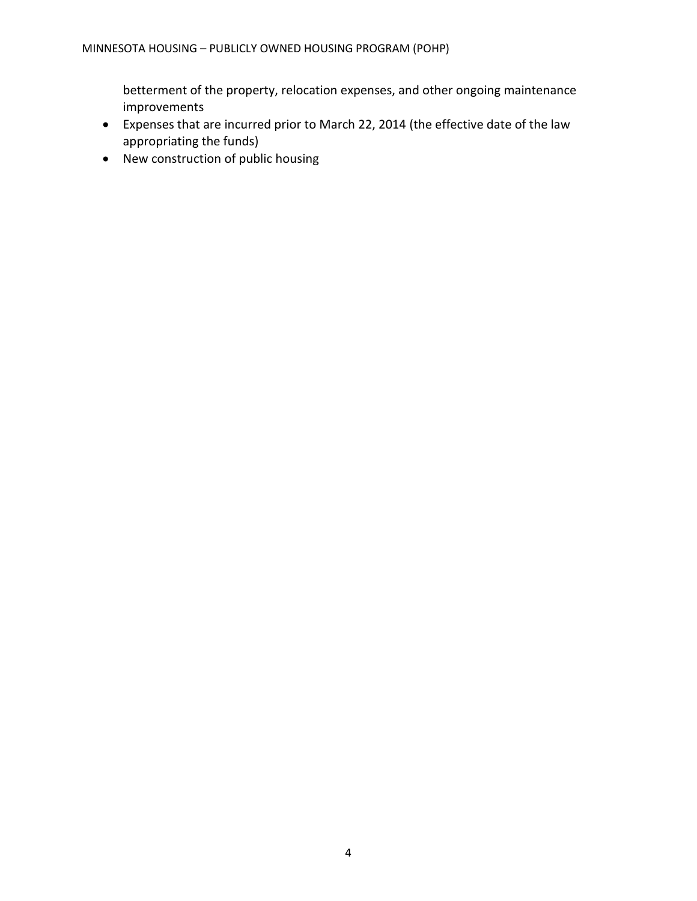betterment of the property, relocation expenses, and other ongoing maintenance improvements

- Expenses that are incurred prior to March 22, 2014 (the effective date of the law appropriating the funds)
- New construction of public housing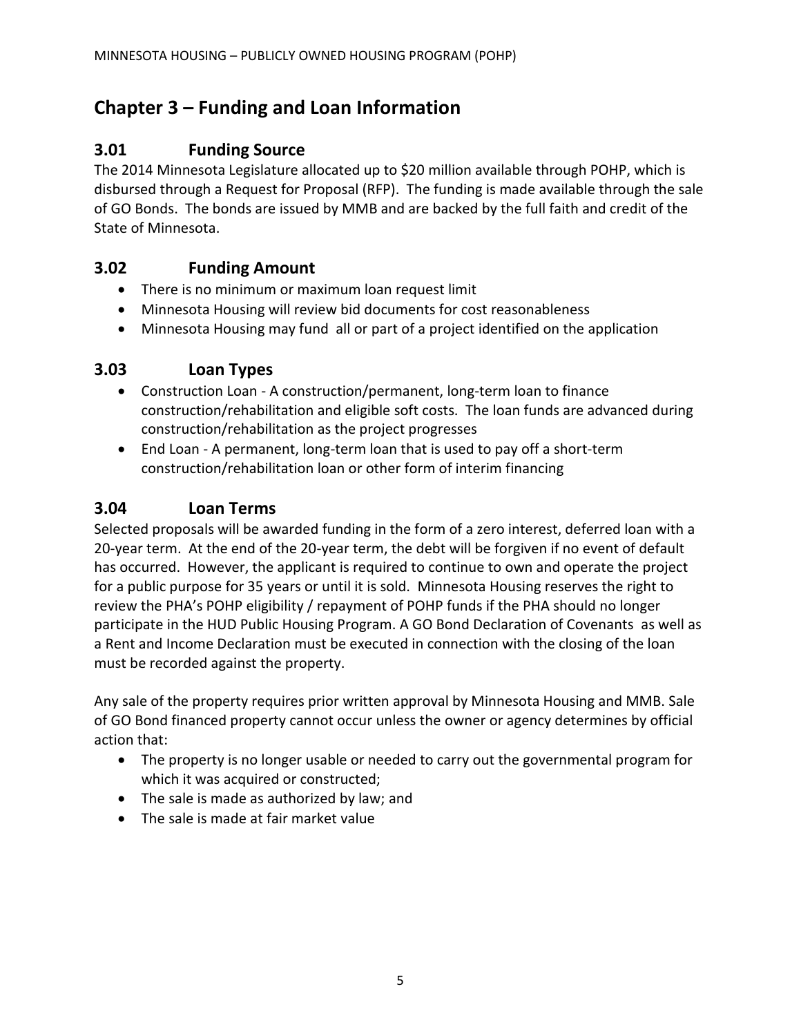# Chapter 3 – Funding and Loan Information

## 3.01 Funding Source

The 2014 Minnesota Legislature allocated up to $20 million available through POHP, which is disbursed through a Request for Proposal (RFP). The funding is made available through the sale of GO Bonds. The bonds are issued by MMB and are backed by the full faith and credit of the State of Minnesota.

## 3.02 Funding Amount

- There is no minimum or maximum loan request limit
- Minnesota Housing will review bid documents for cost reasonableness
- Minnesota Housing may fund all or part of a project identified on the application

## 3.03 Loan Types

- Construction Loan - A construction/permanent, long-term loan to finance construction/rehabilitation and eligible soft costs. The loan funds are advanced during construction/rehabilitation as the project progresses
- End Loan - A permanent, long-term loan that is used to pay off a short-term construction/rehabilitation loan or other form of interim financing

## 3.04 Loan Terms

Selected proposals will be awarded funding in the form of a zero interest, deferred loan with a 20-year term. At the end of the 20-year term, the debt will be forgiven if no event of default has occurred. However, the applicant is required to continue to own and operate the project for a public purpose for 35 years or until it is sold. Minnesota Housing reserves the right to review the PHA's POHP eligibility / repayment of POHP funds if the PHA should no longer participate in the HUD Public Housing Program. A GO Bond Declaration of Covenants as well as a Rent and Income Declaration must be executed in connection with the closing of the loan must be recorded against the property.

Any sale of the property requires prior written approval by Minnesota Housing and MMB. Sale of GO Bond financed property cannot occur unless the owner or agency determines by official action that:

- The property is no longer usable or needed to carry out the governmental program for which it was acquired or constructed;
- The sale is made as authorized by law; and
- The sale is made at fair market value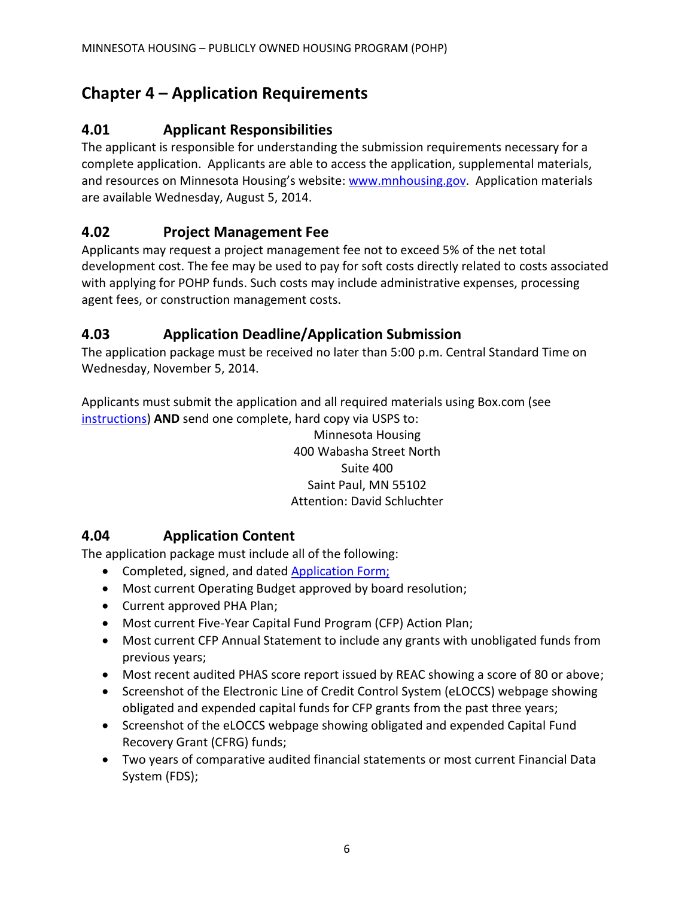# Chapter 4 – Application Requirements

## 4.01 Applicant Responsibilities

The applicant is responsible for understanding the submission requirements necessary for a complete application. Applicants are able to access the application, supplemental materials, and resources on Minnesota Housing's website: [www.mnhousing.gov](www.mnhousing.gov). Application materials are available Wednesday, August 5, 2014.

## 4.02 Project Management Fee

Applicants may request a project management fee not to exceed 5% of the net total development cost. The fee may be used to pay for soft costs directly related to costs associated with applying for POHP funds. Such costs may include administrative expenses, processing agent fees, or construction management costs.

## 4.03 Application Deadline/Application Submission

The application package must be received no later than 5:00 p.m. Central Standard Time on Wednesday, November 5, 2014.

Applicants must submit the application and all required materials using Box.com (see instructions) **AND** send one complete, hard copy via USPS to:

Minnesota Housing
400 Wabasha Street North
Suite 400
Saint Paul, MN 55102
Attention: David Schluchter

## 4.04 Application Content

The application package must include all of the following:

- Completed, signed, and dated Application Form;
- Most current Operating Budget approved by board resolution;
- Current approved PHA Plan;
- Most current Five-Year Capital Fund Program (CFP) Action Plan;
- Most current CFP Annual Statement to include any grants with unobligated funds from previous years;
- Most recent audited PHAS score report issued by REAC showing a score of 80 or above;
- Screenshot of the Electronic Line of Credit Control System (eLOCCS) webpage showing obligated and expended capital funds for CFP grants from the past three years;
- Screenshot of the eLOCCS webpage showing obligated and expended Capital Fund Recovery Grant (CFRG) funds;
- Two years of comparative audited financial statements or most current Financial Data System (FDS);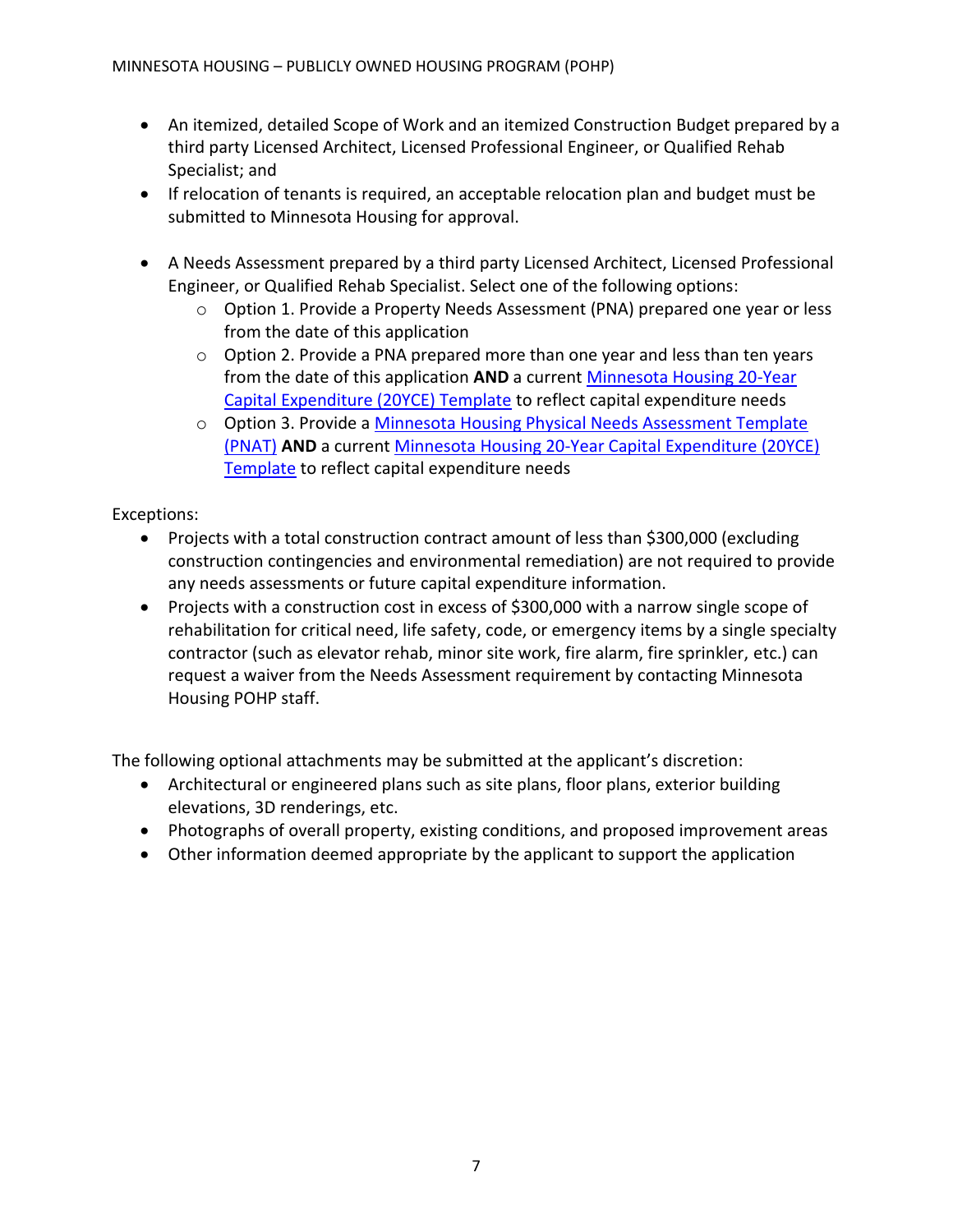- An itemized, detailed Scope of Work and an itemized Construction Budget prepared by a third party Licensed Architect, Licensed Professional Engineer, or Qualified Rehab Specialist; and
- If relocation of tenants is required, an acceptable relocation plan and budget must be submitted to Minnesota Housing for approval.

- A Needs Assessment prepared by a third party Licensed Architect, Licensed Professional Engineer, or Qualified Rehab Specialist. Select one of the following options:
    - Option 1. Provide a Property Needs Assessment (PNA) prepared one year or less from the date of this application
    - Option 2. Provide a PNA prepared more than one year and less than ten years from the date of this application **AND** a current [Minnesota Housing 20-Year Capital Expenditure (20YCE) Template]() to reflect capital expenditure needs
    - Option 3. Provide a [Minnesota Housing Physical Needs Assessment Template (PNAT)]() **AND** a current [Minnesota Housing 20-Year Capital Expenditure (20YCE) Template]() to reflect capital expenditure needs

Exceptions:

- Projects with a total construction contract amount of less than $300,000 (excluding construction contingencies and environmental remediation) are not required to provide any needs assessments or future capital expenditure information.
- Projects with a construction cost in excess of $300,000 with a narrow single scope of rehabilitation for critical need, life safety, code, or emergency items by a single specialty contractor (such as elevator rehab, minor site work, fire alarm, fire sprinkler, etc.) can request a waiver from the Needs Assessment requirement by contacting Minnesota Housing POHP staff.

The following optional attachments may be submitted at the applicant's discretion:

- Architectural or engineered plans such as site plans, floor plans, exterior building elevations, 3D renderings, etc.
- Photographs of overall property, existing conditions, and proposed improvement areas
- Other information deemed appropriate by the applicant to support the application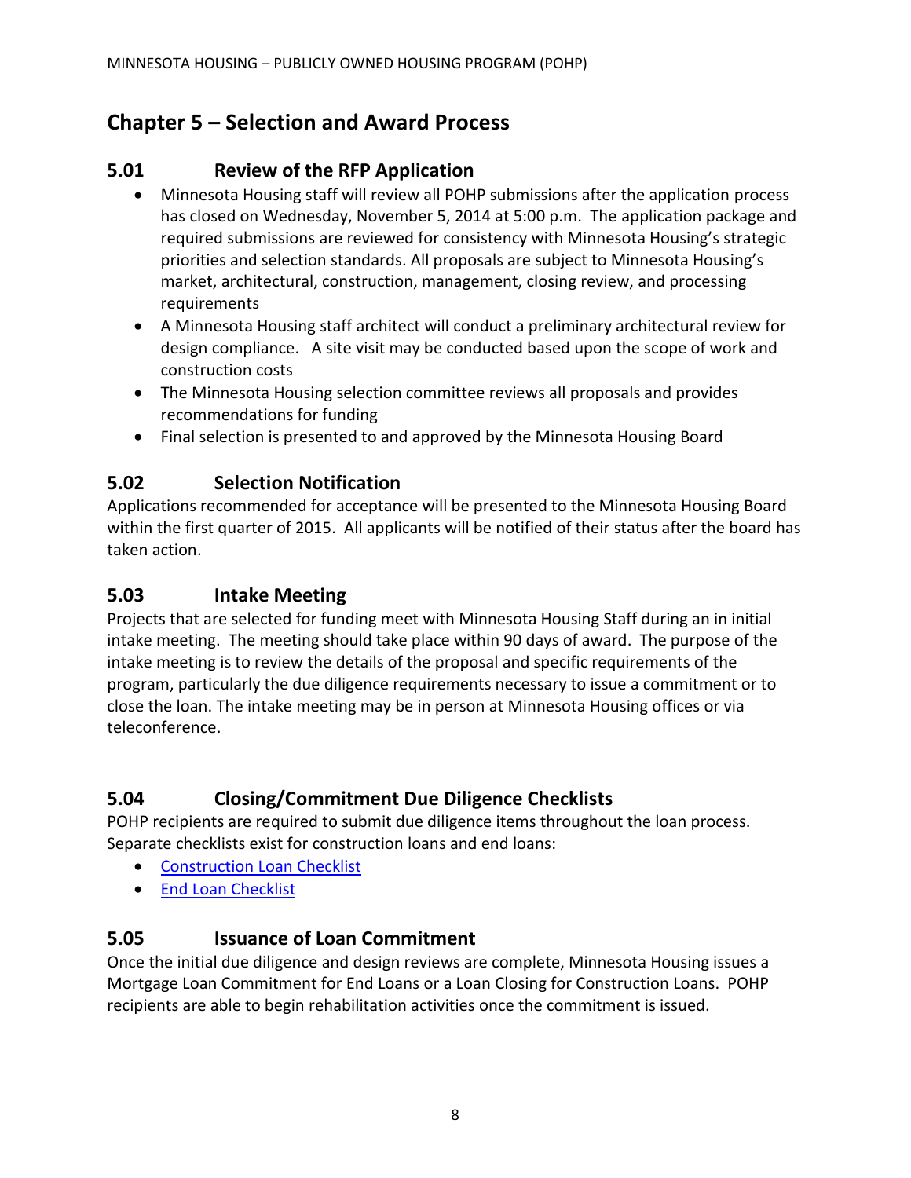# Chapter 5 – Selection and Award Process

## 5.01 Review of the RFP Application

- Minnesota Housing staff will review all POHP submissions after the application process has closed on Wednesday, November 5, 2014 at 5:00 p.m. The application package and required submissions are reviewed for consistency with Minnesota Housing's strategic priorities and selection standards. All proposals are subject to Minnesota Housing's market, architectural, construction, management, closing review, and processing requirements
- A Minnesota Housing staff architect will conduct a preliminary architectural review for design compliance. A site visit may be conducted based upon the scope of work and construction costs
- The Minnesota Housing selection committee reviews all proposals and provides recommendations for funding
- Final selection is presented to and approved by the Minnesota Housing Board

## 5.02 Selection Notification

Applications recommended for acceptance will be presented to the Minnesota Housing Board within the first quarter of 2015. All applicants will be notified of their status after the board has taken action.

## 5.03 Intake Meeting

Projects that are selected for funding meet with Minnesota Housing Staff during an in initial intake meeting. The meeting should take place within 90 days of award. The purpose of the intake meeting is to review the details of the proposal and specific requirements of the program, particularly the due diligence requirements necessary to issue a commitment or to close the loan. The intake meeting may be in person at Minnesota Housing offices or via teleconference.

## 5.04 Closing/Commitment Due Diligence Checklists

POHP recipients are required to submit due diligence items throughout the loan process. Separate checklists exist for construction loans and end loans:

- Construction Loan Checklist
- End Loan Checklist

## 5.05 Issuance of Loan Commitment

Once the initial due diligence and design reviews are complete, Minnesota Housing issues a Mortgage Loan Commitment for End Loans or a Loan Closing for Construction Loans. POHP recipients are able to begin rehabilitation activities once the commitment is issued.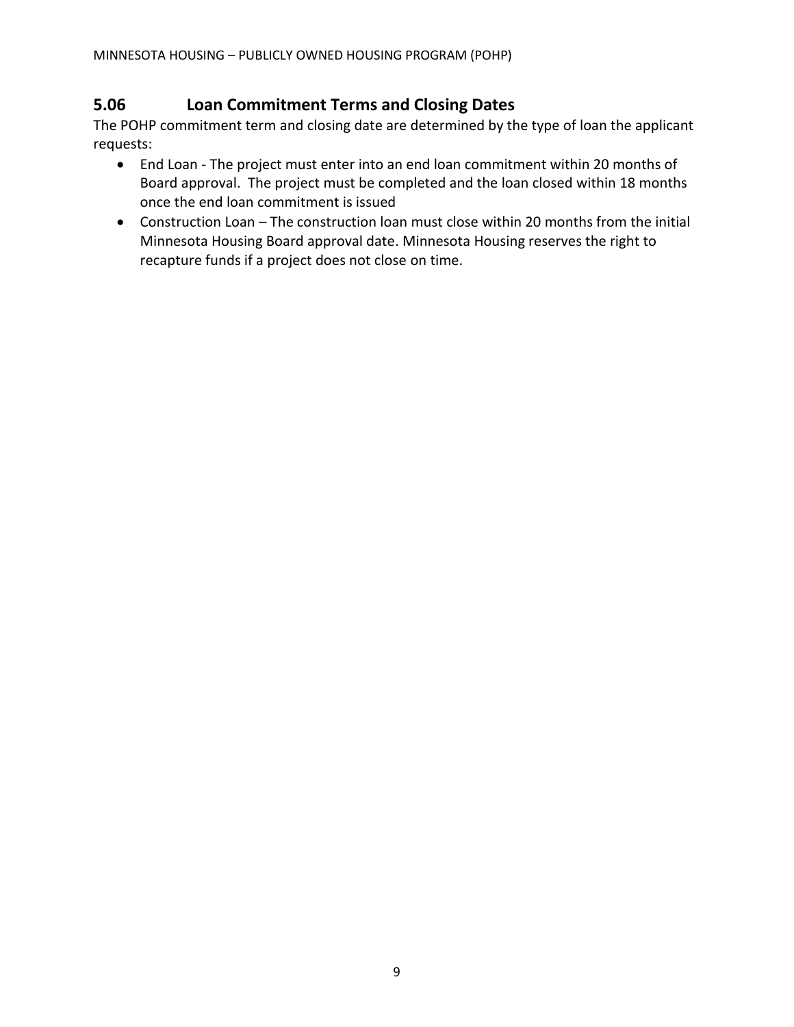## 5.06 Loan Commitment Terms and Closing Dates

The POHP commitment term and closing date are determined by the type of loan the applicant requests:

- End Loan - The project must enter into an end loan commitment within 20 months of Board approval. The project must be completed and the loan closed within 18 months once the end loan commitment is issued
- Construction Loan – The construction loan must close within 20 months from the initial Minnesota Housing Board approval date. Minnesota Housing reserves the right to recapture funds if a project does not close on time.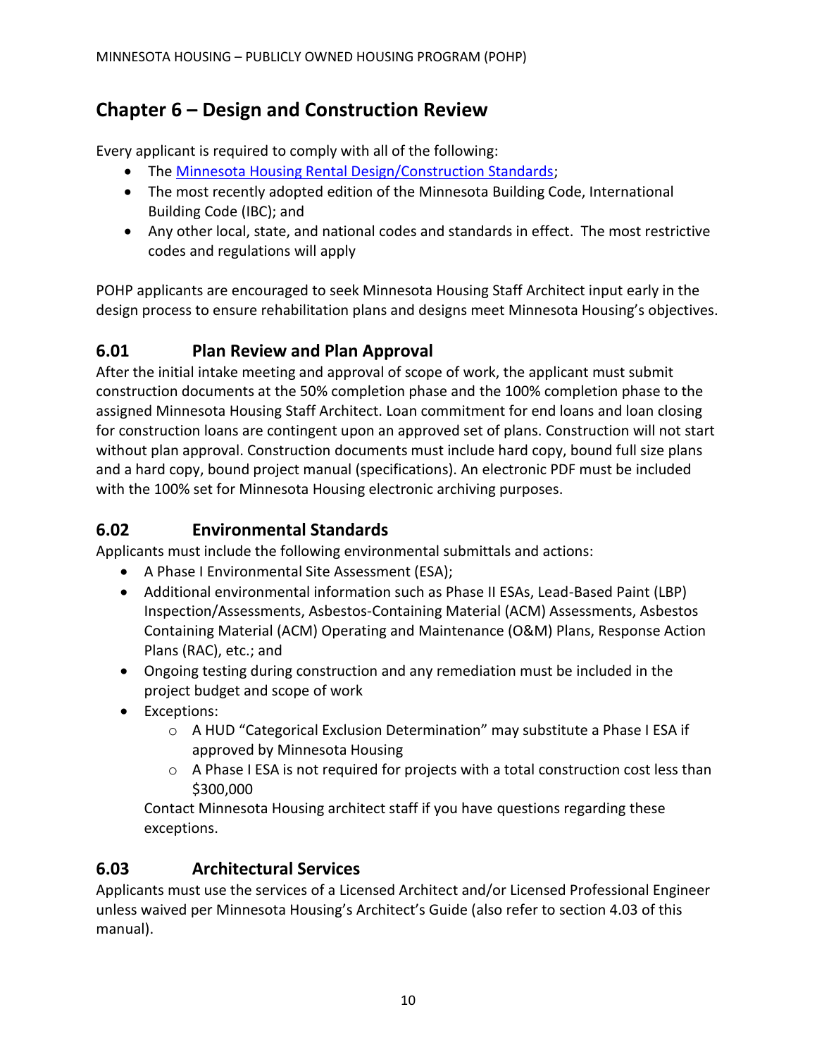## Chapter 6 – Design and Construction Review

Every applicant is required to comply with all of the following:

- The [Minnesota Housing Rental Design/Construction Standards](#);
- The most recently adopted edition of the Minnesota Building Code, International Building Code (IBC); and
- Any other local, state, and national codes and standards in effect. The most restrictive codes and regulations will apply

POHP applicants are encouraged to seek Minnesota Housing Staff Architect input early in the design process to ensure rehabilitation plans and designs meet Minnesota Housing's objectives.

### 6.01 Plan Review and Plan Approval

After the initial intake meeting and approval of scope of work, the applicant must submit construction documents at the 50% completion phase and the 100% completion phase to the assigned Minnesota Housing Staff Architect. Loan commitment for end loans and loan closing for construction loans are contingent upon an approved set of plans. Construction will not start without plan approval. Construction documents must include hard copy, bound full size plans and a hard copy, bound project manual (specifications). An electronic PDF must be included with the 100% set for Minnesota Housing electronic archiving purposes.

### 6.02 Environmental Standards

Applicants must include the following environmental submittals and actions:

- A Phase I Environmental Site Assessment (ESA);
- Additional environmental information such as Phase II ESAs, Lead-Based Paint (LBP) Inspection/Assessments, Asbestos-Containing Material (ACM) Assessments, Asbestos Containing Material (ACM) Operating and Maintenance (O&M) Plans, Response Action Plans (RAC), etc.; and
- Ongoing testing during construction and any remediation must be included in the project budget and scope of work
- Exceptions:
  - A HUD "Categorical Exclusion Determination" may substitute a Phase I ESA if approved by Minnesota Housing
  - A Phase I ESA is not required for projects with a total construction cost less than $300,000

  Contact Minnesota Housing architect staff if you have questions regarding these exceptions.

### 6.03 Architectural Services

Applicants must use the services of a Licensed Architect and/or Licensed Professional Engineer unless waived per Minnesota Housing's Architect's Guide (also refer to section 4.03 of this manual).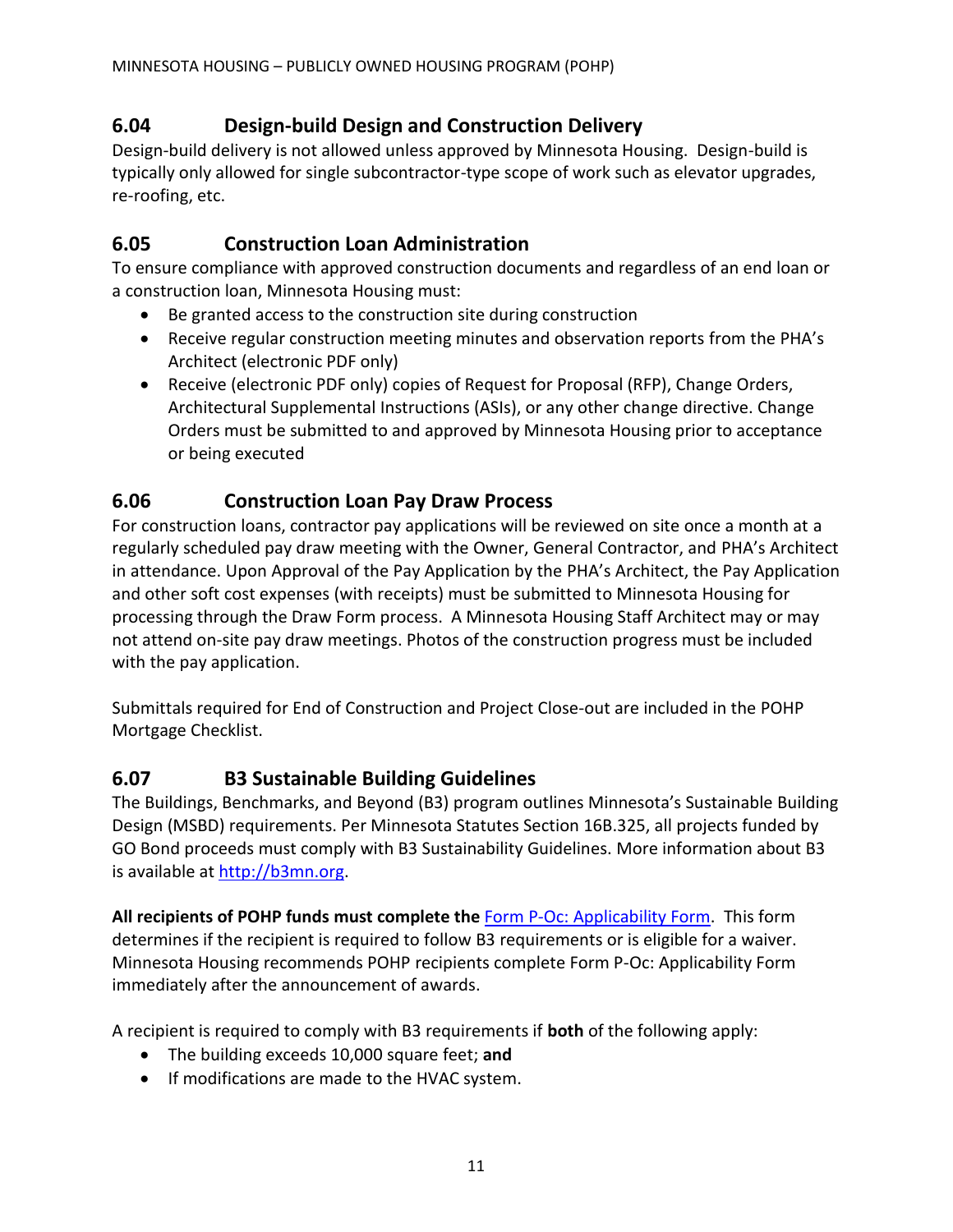## 6.04 Design-build Design and Construction Delivery

Design-build delivery is not allowed unless approved by Minnesota Housing. Design-build is typically only allowed for single subcontractor-type scope of work such as elevator upgrades, re-roofing, etc.

## 6.05 Construction Loan Administration

To ensure compliance with approved construction documents and regardless of an end loan or a construction loan, Minnesota Housing must:

- Be granted access to the construction site during construction
- Receive regular construction meeting minutes and observation reports from the PHA's Architect (electronic PDF only)
- Receive (electronic PDF only) copies of Request for Proposal (RFP), Change Orders, Architectural Supplemental Instructions (ASIs), or any other change directive. Change Orders must be submitted to and approved by Minnesota Housing prior to acceptance or being executed

## 6.06 Construction Loan Pay Draw Process

For construction loans, contractor pay applications will be reviewed on site once a month at a regularly scheduled pay draw meeting with the Owner, General Contractor, and PHA's Architect in attendance. Upon Approval of the Pay Application by the PHA's Architect, the Pay Application and other soft cost expenses (with receipts) must be submitted to Minnesota Housing for processing through the Draw Form process. A Minnesota Housing Staff Architect may or may not attend on-site pay draw meetings. Photos of the construction progress must be included with the pay application.

Submittals required for End of Construction and Project Close-out are included in the POHP Mortgage Checklist.

## 6.07 B3 Sustainable Building Guidelines

The Buildings, Benchmarks, and Beyond (B3) program outlines Minnesota's Sustainable Building Design (MSBD) requirements. Per Minnesota Statutes Section 16B.325, all projects funded by GO Bond proceeds must comply with B3 Sustainability Guidelines. More information about B3 is available at [http://b3mn.org](http://b3mn.org).

**All recipients of POHP funds must complete the** [Form P-Oc: Applicability Form](). This form determines if the recipient is required to follow B3 requirements or is eligible for a waiver. Minnesota Housing recommends POHP recipients complete Form P-Oc: Applicability Form immediately after the announcement of awards.

A recipient is required to comply with B3 requirements if **both** of the following apply:

- The building exceeds 10,000 square feet; **and**
- If modifications are made to the HVAC system.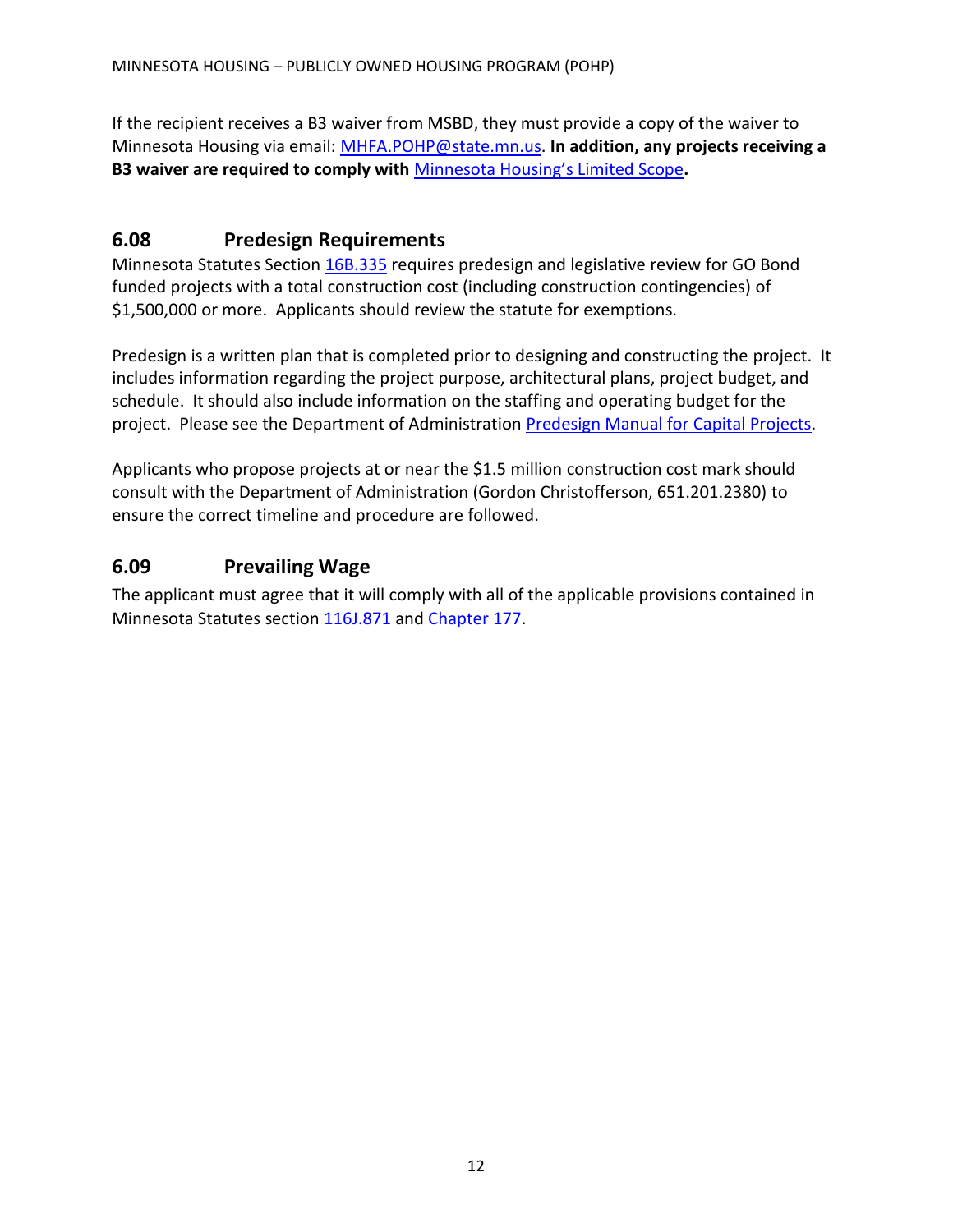If the recipient receives a B3 waiver from MSBD, they must provide a copy of the waiver to Minnesota Housing via email: MHFA.POHP@state.mn.us. **In addition, any projects receiving a B3 waiver are required to comply with** Minnesota Housing's Limited Scope**.**

## 6.08 Predesign Requirements

Minnesota Statutes Section 16B.335 requires predesign and legislative review for GO Bond funded projects with a total construction cost (including construction contingencies) of $1,500,000 or more. Applicants should review the statute for exemptions.

Predesign is a written plan that is completed prior to designing and constructing the project. It includes information regarding the project purpose, architectural plans, project budget, and schedule. It should also include information on the staffing and operating budget for the project. Please see the Department of Administration Predesign Manual for Capital Projects.

Applicants who propose projects at or near the $1.5 million construction cost mark should consult with the Department of Administration (Gordon Christofferson, 651.201.2380) to ensure the correct timeline and procedure are followed.

## 6.09 Prevailing Wage

The applicant must agree that it will comply with all of the applicable provisions contained in Minnesota Statutes section 116J.871 and Chapter 177.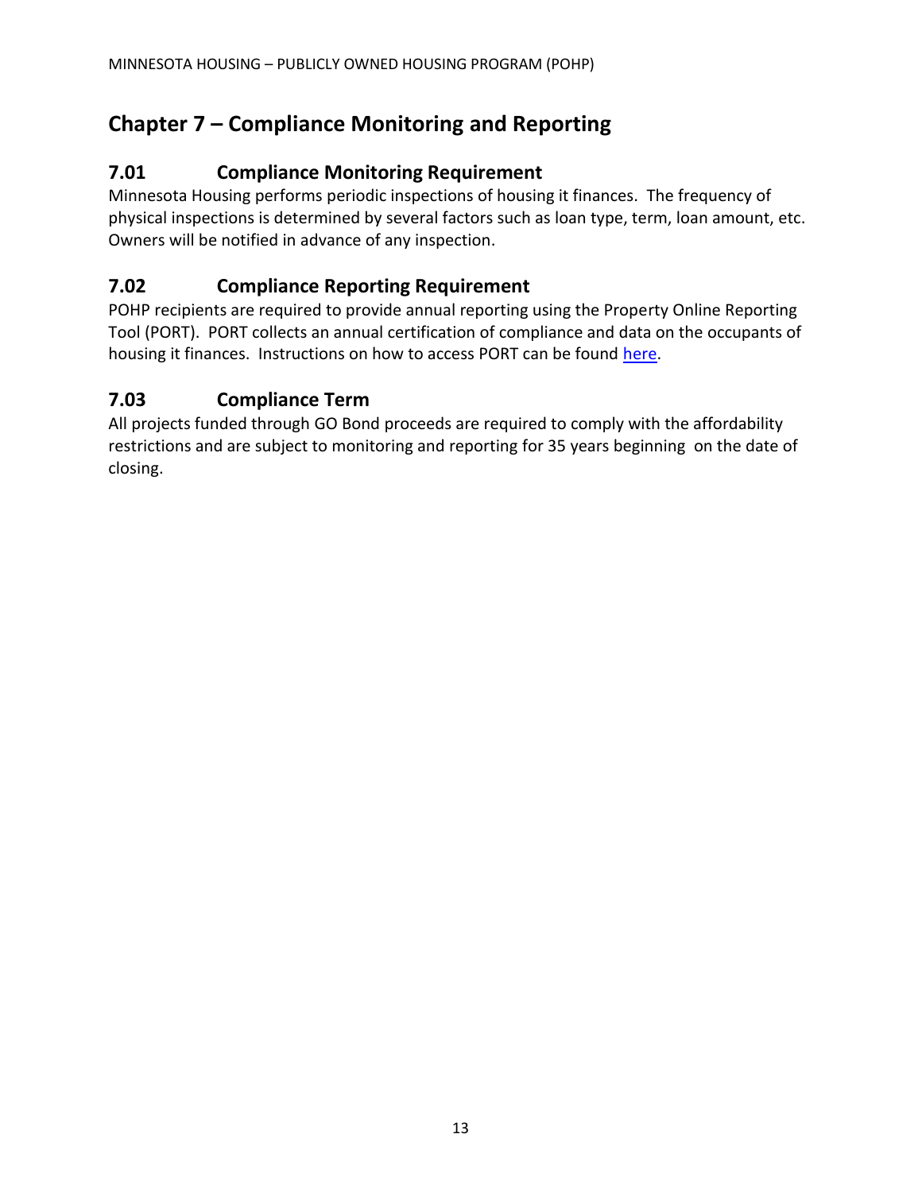# Chapter 7 – Compliance Monitoring and Reporting

## 7.01 Compliance Monitoring Requirement

Minnesota Housing performs periodic inspections of housing it finances. The frequency of physical inspections is determined by several factors such as loan type, term, loan amount, etc. Owners will be notified in advance of any inspection.

## 7.02 Compliance Reporting Requirement

POHP recipients are required to provide annual reporting using the Property Online Reporting Tool (PORT). PORT collects an annual certification of compliance and data on the occupants of housing it finances. Instructions on how to access PORT can be found here.

## 7.03 Compliance Term

All projects funded through GO Bond proceeds are required to comply with the affordability restrictions and are subject to monitoring and reporting for 35 years beginning on the date of closing.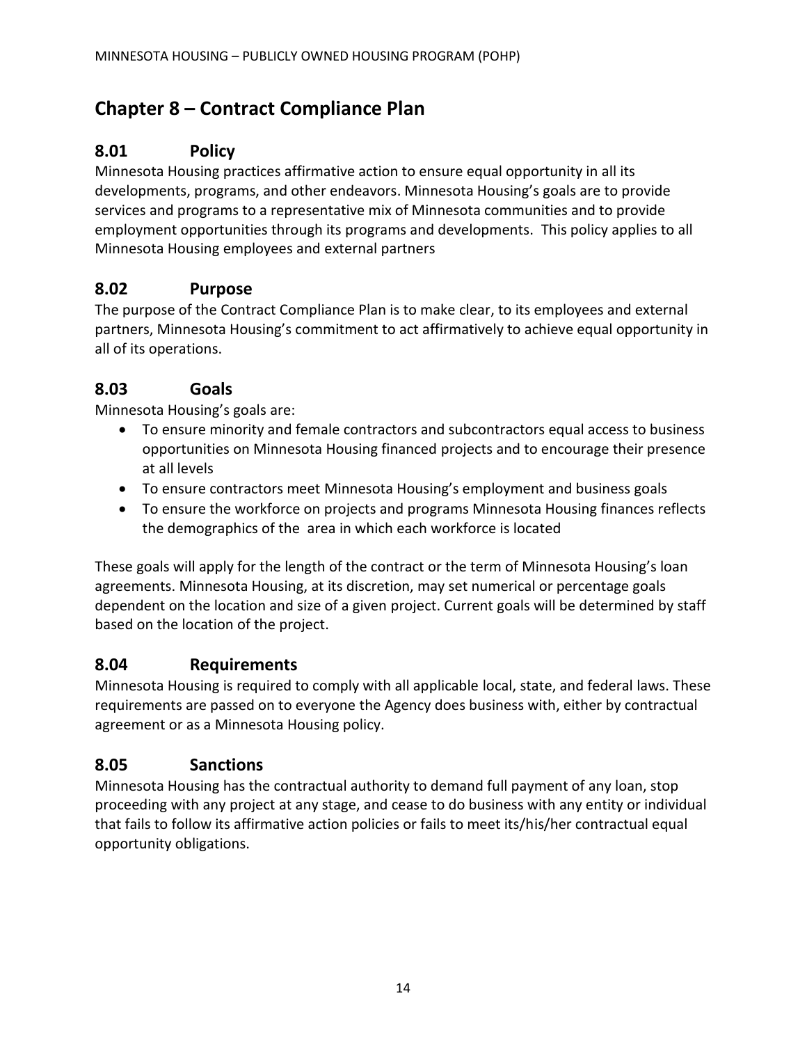## Chapter 8 – Contract Compliance Plan

### 8.01 Policy

Minnesota Housing practices affirmative action to ensure equal opportunity in all its developments, programs, and other endeavors. Minnesota Housing's goals are to provide services and programs to a representative mix of Minnesota communities and to provide employment opportunities through its programs and developments. This policy applies to all Minnesota Housing employees and external partners

### 8.02 Purpose

The purpose of the Contract Compliance Plan is to make clear, to its employees and external partners, Minnesota Housing's commitment to act affirmatively to achieve equal opportunity in all of its operations.

### 8.03 Goals

Minnesota Housing's goals are:

- To ensure minority and female contractors and subcontractors equal access to business opportunities on Minnesota Housing financed projects and to encourage their presence at all levels
- To ensure contractors meet Minnesota Housing's employment and business goals
- To ensure the workforce on projects and programs Minnesota Housing finances reflects the demographics of the area in which each workforce is located

These goals will apply for the length of the contract or the term of Minnesota Housing's loan agreements. Minnesota Housing, at its discretion, may set numerical or percentage goals dependent on the location and size of a given project. Current goals will be determined by staff based on the location of the project.

### 8.04 Requirements

Minnesota Housing is required to comply with all applicable local, state, and federal laws. These requirements are passed on to everyone the Agency does business with, either by contractual agreement or as a Minnesota Housing policy.

### 8.05 Sanctions

Minnesota Housing has the contractual authority to demand full payment of any loan, stop proceeding with any project at any stage, and cease to do business with any entity or individual that fails to follow its affirmative action policies or fails to meet its/his/her contractual equal opportunity obligations.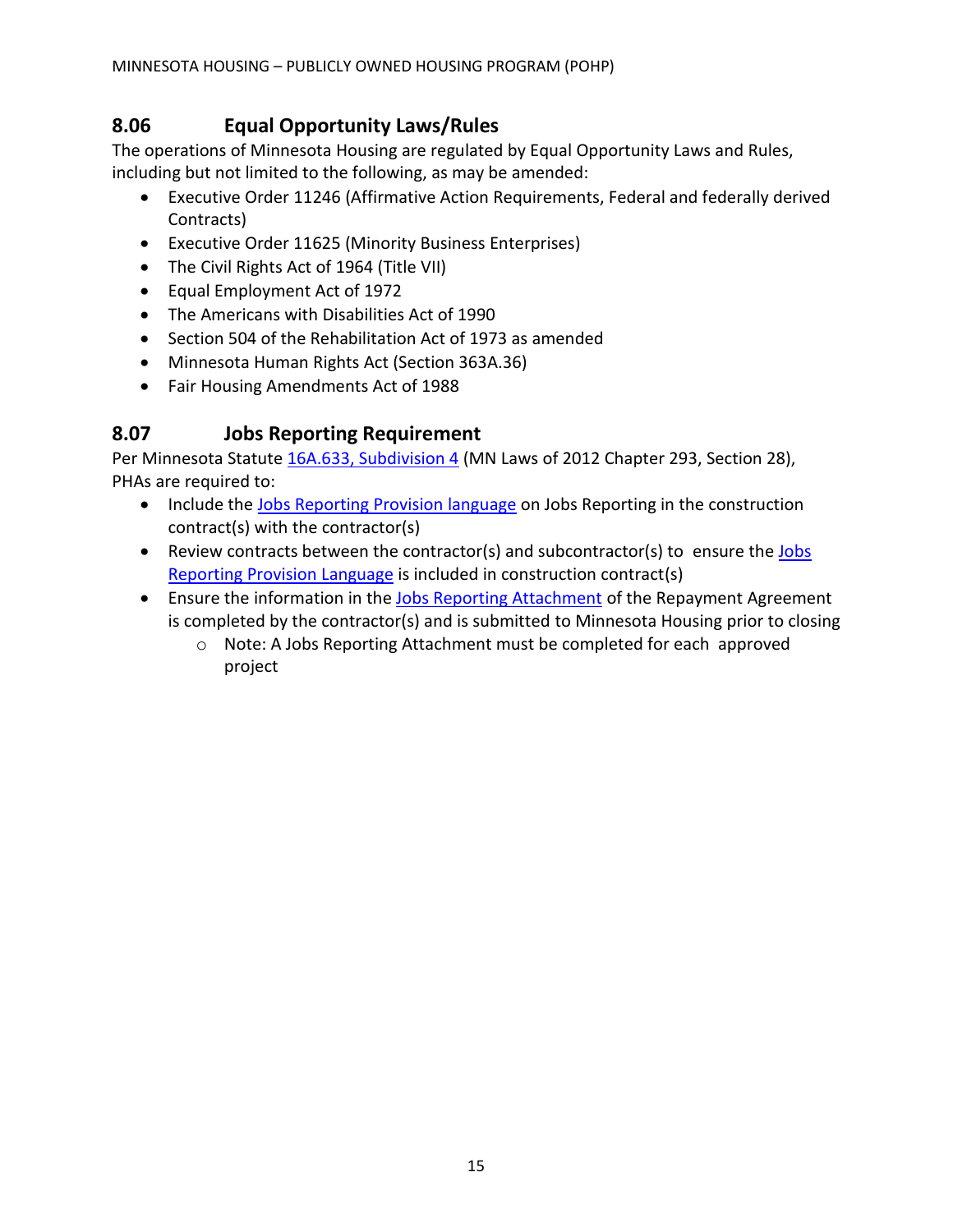## 8.06 Equal Opportunity Laws/Rules

The operations of Minnesota Housing are regulated by Equal Opportunity Laws and Rules, including but not limited to the following, as may be amended:

- Executive Order 11246 (Affirmative Action Requirements, Federal and federally derived Contracts)
- Executive Order 11625 (Minority Business Enterprises)
- The Civil Rights Act of 1964 (Title VII)
- Equal Employment Act of 1972
- The Americans with Disabilities Act of 1990
- Section 504 of the Rehabilitation Act of 1973 as amended
- Minnesota Human Rights Act (Section 363A.36)
- Fair Housing Amendments Act of 1988

## 8.07 Jobs Reporting Requirement

Per Minnesota Statute 16A.633, Subdivision 4 (MN Laws of 2012 Chapter 293, Section 28), PHAs are required to:

- Include the Jobs Reporting Provision language on Jobs Reporting in the construction contract(s) with the contractor(s)
- Review contracts between the contractor(s) and subcontractor(s) to ensure the Jobs Reporting Provision Language is included in construction contract(s)
- Ensure the information in the Jobs Reporting Attachment of the Repayment Agreement is completed by the contractor(s) and is submitted to Minnesota Housing prior to closing
  - Note: A Jobs Reporting Attachment must be completed for each approved project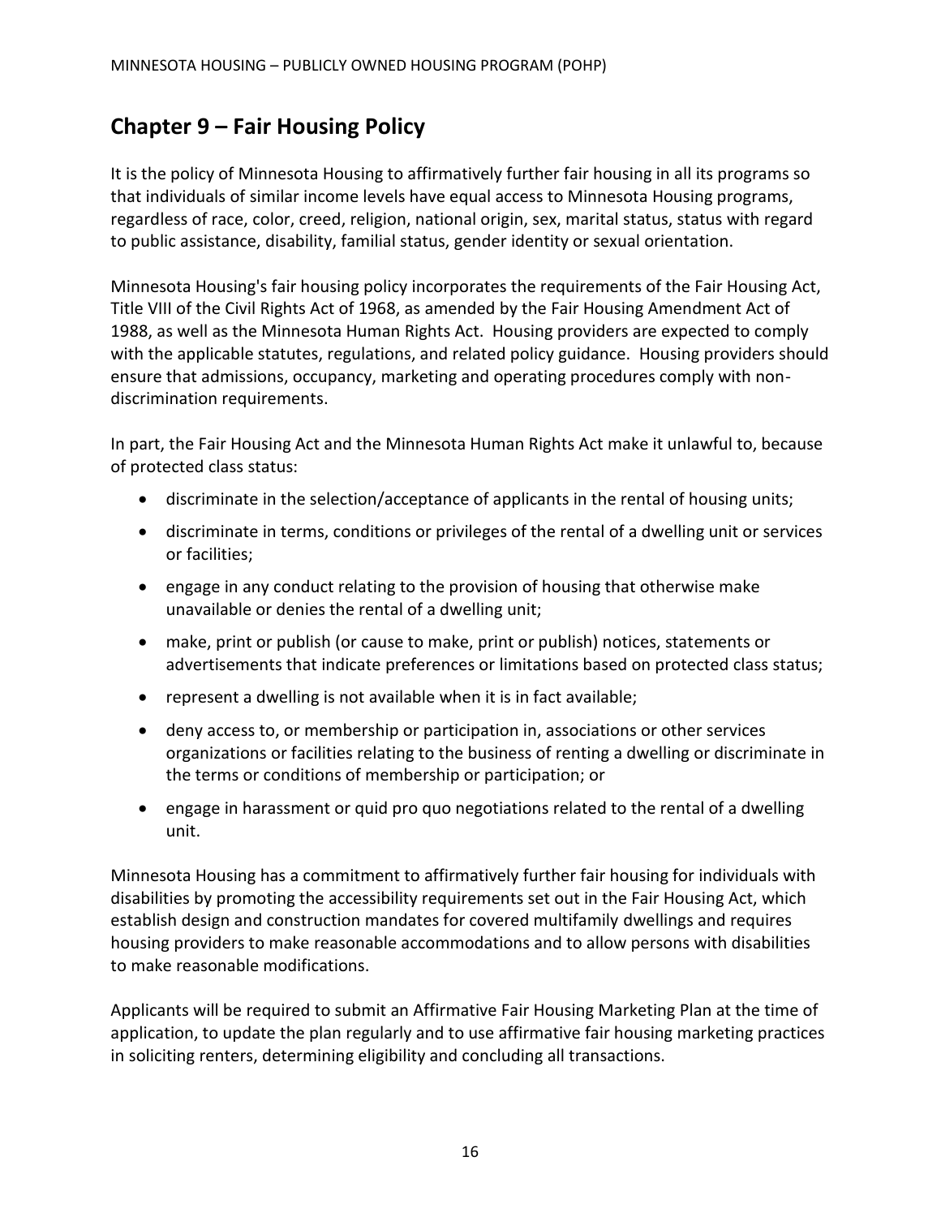## Chapter 9 – Fair Housing Policy

It is the policy of Minnesota Housing to affirmatively further fair housing in all its programs so that individuals of similar income levels have equal access to Minnesota Housing programs, regardless of race, color, creed, religion, national origin, sex, marital status, status with regard to public assistance, disability, familial status, gender identity or sexual orientation.

Minnesota Housing's fair housing policy incorporates the requirements of the Fair Housing Act, Title VIII of the Civil Rights Act of 1968, as amended by the Fair Housing Amendment Act of 1988, as well as the Minnesota Human Rights Act. Housing providers are expected to comply with the applicable statutes, regulations, and related policy guidance. Housing providers should ensure that admissions, occupancy, marketing and operating procedures comply with non-discrimination requirements.

In part, the Fair Housing Act and the Minnesota Human Rights Act make it unlawful to, because of protected class status:

- discriminate in the selection/acceptance of applicants in the rental of housing units;
- discriminate in terms, conditions or privileges of the rental of a dwelling unit or services or facilities;
- engage in any conduct relating to the provision of housing that otherwise make unavailable or denies the rental of a dwelling unit;
- make, print or publish (or cause to make, print or publish) notices, statements or advertisements that indicate preferences or limitations based on protected class status;
- represent a dwelling is not available when it is in fact available;
- deny access to, or membership or participation in, associations or other services organizations or facilities relating to the business of renting a dwelling or discriminate in the terms or conditions of membership or participation; or
- engage in harassment or quid pro quo negotiations related to the rental of a dwelling unit.

Minnesota Housing has a commitment to affirmatively further fair housing for individuals with disabilities by promoting the accessibility requirements set out in the Fair Housing Act, which establish design and construction mandates for covered multifamily dwellings and requires housing providers to make reasonable accommodations and to allow persons with disabilities to make reasonable modifications.

Applicants will be required to submit an Affirmative Fair Housing Marketing Plan at the time of application, to update the plan regularly and to use affirmative fair housing marketing practices in soliciting renters, determining eligibility and concluding all transactions.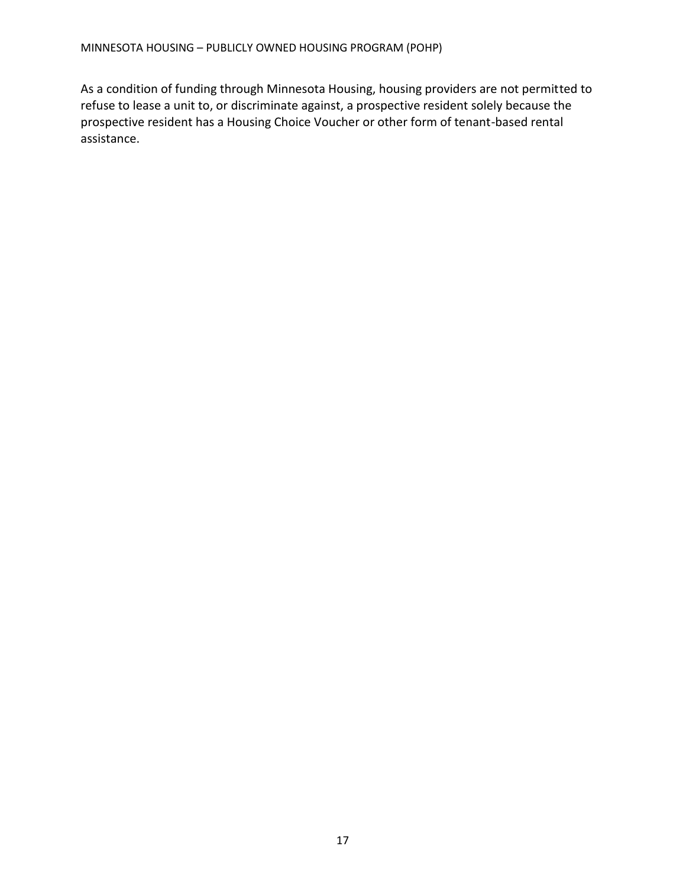As a condition of funding through Minnesota Housing, housing providers are not permitted to refuse to lease a unit to, or discriminate against, a prospective resident solely because the prospective resident has a Housing Choice Voucher or other form of tenant-based rental assistance.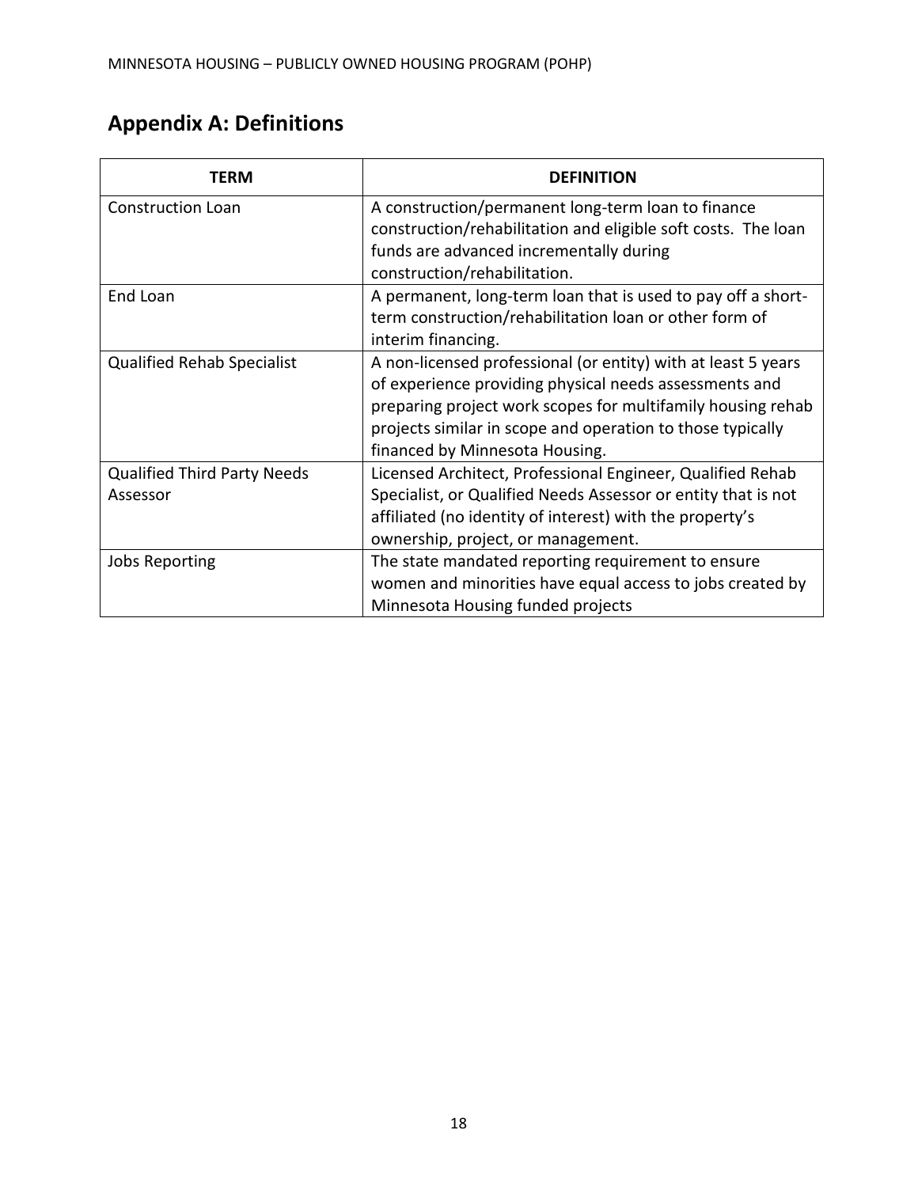## Appendix A: Definitions

| TERM | DEFINITION |
|---|---|
| Construction Loan | A construction/permanent long-term loan to finance construction/rehabilitation and eligible soft costs. The loan funds are advanced incrementally during construction/rehabilitation. |
| End Loan | A permanent, long-term loan that is used to pay off a short-term construction/rehabilitation loan or other form of interim financing. |
| Qualified Rehab Specialist | A non-licensed professional (or entity) with at least 5 years of experience providing physical needs assessments and preparing project work scopes for multifamily housing rehab projects similar in scope and operation to those typically financed by Minnesota Housing. |
| Qualified Third Party Needs Assessor | Licensed Architect, Professional Engineer, Qualified Rehab Specialist, or Qualified Needs Assessor or entity that is not affiliated (no identity of interest) with the property's ownership, project, or management. |
| Jobs Reporting | The state mandated reporting requirement to ensure women and minorities have equal access to jobs created by Minnesota Housing funded projects |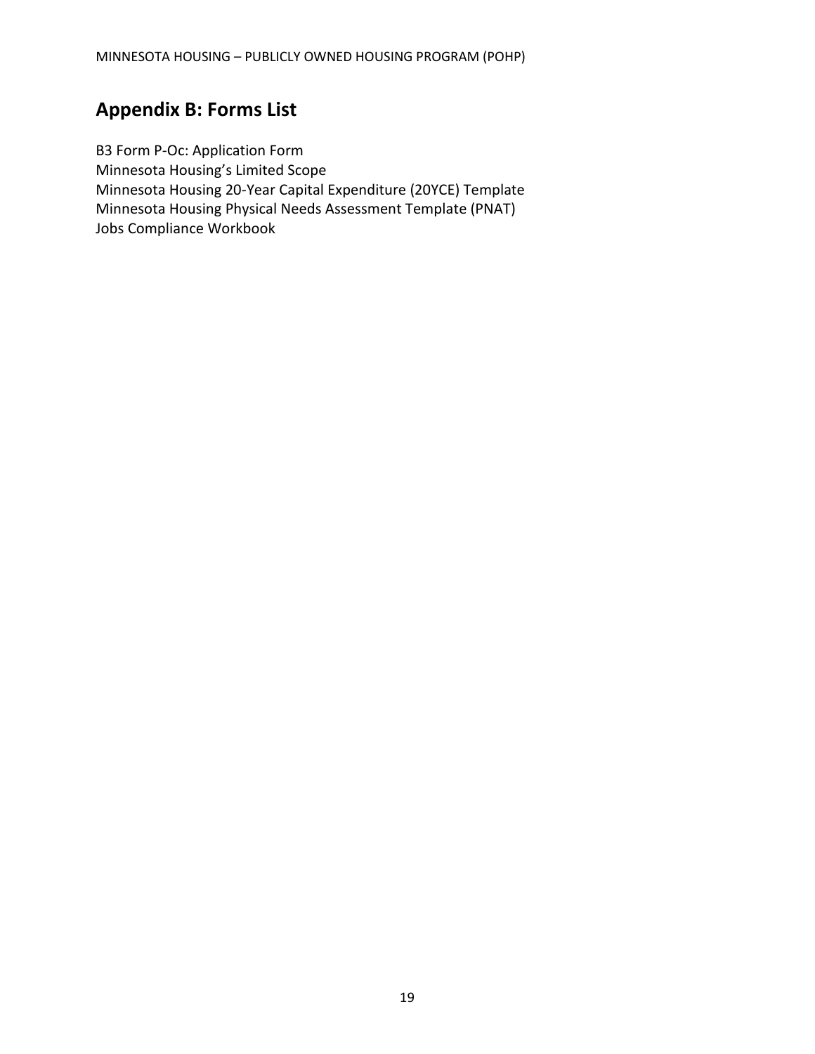## Appendix B: Forms List

B3 Form P-Oc: Application Form
Minnesota Housing's Limited Scope
Minnesota Housing 20-Year Capital Expenditure (20YCE) Template
Minnesota Housing Physical Needs Assessment Template (PNAT)
Jobs Compliance Workbook